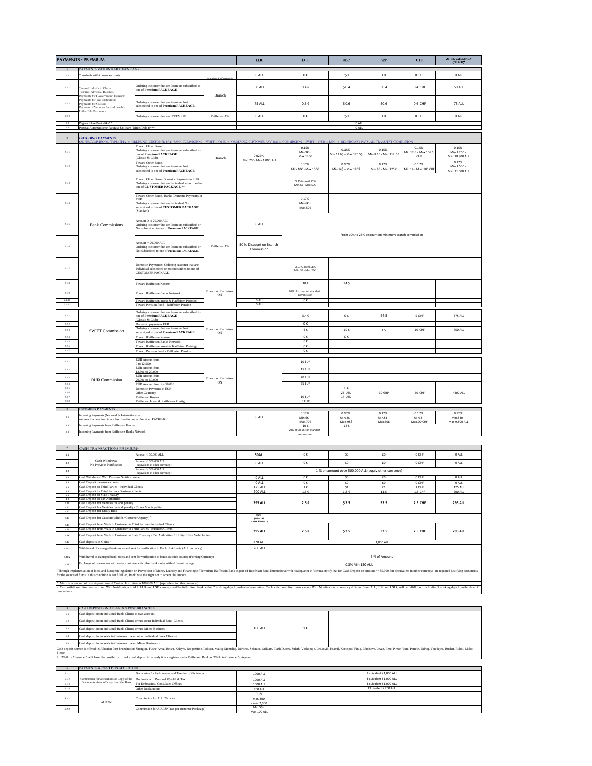# PAYMENTS - PREMIUM

| | | | | LEK | EUR | USD | GBP | CHF | OTHER CURRENCY (NË LEK)* |
|---|---|---|---|---|---|---|---|---|---|
| 1 | PAYMENTS WITHIN RAIFFEISEN BANK | | | | | | | | |
| 1.1 | Transfers within own accounts | | Branch or Raiffeisen ON | 0 ALL | 0 € | $0 | £0 | 0 CHF | 0 ALL |
| 1.2.1 | Toward Individual Clients<br>Toward Individual Business<br>Payments for Government Treasury<br>Payments for Tax Institutions<br>Payments for Custom<br>Payment of Vehicles fee and penalty<br>Utility Bills Payments | Ordering customer that are Premium subscribed to one of **Premium PACKEAGE** | Branch | 50 ALL | 0.4 € | $0.4 | £0.4 | 0.4 CHF | 50 ALL |
| 1.2.2 | | Ordering customer that are Premium Not subscribed to one of **Premium PACKEAGE** | | 75 ALL | 0.6 € | $0.6 | £0.6 | 0.6 CHF | 75 ALL |
| 1.2.3 | | Ordering customer that are PREMIUM | Raiffeisen ON | 0 ALL | 0 € | $0 | £0 | 0 CHF | 0 ALL |
| 1.3 | Pagesa Fikse Periodike** | | | 0 ALL | | | | | |
| 1.4 | Pagesat Automatike te Faturave Utilitare (Direct Debit)*** | | | 0 ALL | | | | | |
| 2 | OUTGOING PAYMENTS<br>(AS PERCOMMISSION TYPE) SHA = ORDERING CUSTOMER PAY: BANK COMMISSION + SWIFT // OUR = ORDERING CUSTOMER PAY: BANK COMMISSION + SWIFT + OUR // BEN = BENEFICIARY PAYS ALL TRANSFERT COMMISSION | | | | | | | | |
| 2.1.1 | Bank Commissions | Toward Other Banks:<br>Ordering customer that are Premium subscribed to one of **Premium PACKEAGE** (Classic & Club) | Branch | 0.022%<br>Min.200- Max.1.000 ALL | 0.15%<br>Min.9€ -<br>Max.135€ | 0.15%<br>Min.12.6$ - Max.175.5$ | 0.15%<br>Min.8.1£ - Max.112.5£ | 0.15%<br>Min.12.6 - Max.166.5 CHF | 0.15%<br>Min.1.260 -<br>Max.18.900 ALL |
| 2.1.2 | | Toward Other Banks:<br>Ordering customer that are Premium Not subscribed to one of **Premium PACKEAGE** | | | 0.17%<br>Min.10€ - Max.150€ | 0.17%<br>Min.14$ - Max.195$ | 0.17%<br>Min.9£ - Max.125£ | 0.17%<br>Min.14 - Max.185 CHF | 0.17%<br>Min.1.500 -<br>Max.21.000 ALL |
| 2.1.3 | | Toward Other Banks Domestic Payments in EUR:<br>Ordering customer that are Individual subscribed to one of **CUSTOMER PACKAGE**.** | | | 0.15% ose 0.17%<br>Min.6€ - Max.50€ | | | | |
| 2.1.4 | | Toward Other Banks Banks Domestic Payments In EUR:<br>Ordering customer that are Individual Not subscribed to one of **CUSTOMER PACKAGE** (Standart) | | | 0.17%<br>Min.6€ -<br>Max.50€ | | | | |
| 2.1.5 | | Amount 0 to 20.000 ALL<br>Ordering customer that are Premium subscribed or Not subscribed to one of **Premium PACKEAGE** | Raiffeisen ON | 0 ALL | From 10% to 25% discount on minimum branch commission | | | | |
| 2.1.6 | | Amount > 20.000 ALL<br>Ordering customer that are Premium subscribed or Not subscribed to one of **Premium PACKEAGE** | | 50 % Discount on Branch Commission | | | | | |
| 2.1.7 | | Domestic Paymentse: Ordering customer that are Individual subscribed or not subscribed to one of CUSTOMER PACKAGE. | | | 0.07% ose 0.08%<br>Min.3€ - Max.25€ | | | | |
| 2.1.8 | | Toward Raiffeisen Kosove | Branch or Raiffeisen ON | | 10 € | 14 $ | | | |
| 2.1.9 | | Toward Raiffeisen Banks Network | | | 20% discount on standart commission | | | | |
| 2.1.10 | | Toward Raiffeisen Invest & Raiffeisen Prestigj | | 0 ALL | 0 € | | | | |
| 2.1.11 | | Toward Pension Fond - Raiffeisen Pension | | 0 ALL | | | | | |
| 2.2.1 | SWIFT Commission | Ordering customer that are Premium subscribed to one of **Premium PACKEAGE** (Classic & Club) | Branch or Raiffeisen ON | | 5.4 € | 9 $ | £4.5 | 9 CHF | 675 ALL |
| 2.2.2 | | Domestic paymentes EUR | | | 0 € | | | | |
| 2.2.3 | | Ordering customer that are Premium Not subscribed to one of **Premium PACKEAGE** | | | 6 € | 10 $ | £5 | 10 CHF | 750 ALL |
| 2.2.4 | | Toward Raiffeisen Kosove | | | 0 € | 0 € | | | |
| 2.2.5 | | Toward Raiffeisen Banks Network | | | 6 € | | | | |
| 2.2.6 | | Toward Raiffeisen Invest & Raiffeisen Prestigj | | | 0 € | | | | |
| 2.2.7 | | Toward Pension Fond - Raiffeisen Pension | | | 0 € | | | | |
| 2.3.1 | OUR Commission | EUR Amount from 0 to 12.500 | Branch or Raiffeisen ON | | 10 EUR | | | | |
| 2.3.2 | | EUR Amount from 12.501 to 20.000 | | | 15 EUR | | | | |
| 2.3.3 | | EUR Amount from 20.001 to 50.000 | | | 20 EUR | | | | |
| 2.3.4 | | EUR Amount from >= 50.001 | | | 25 EUR | | | | |
| 2.3.5 | | Domestic Payments in EUR | | | | 0 € | | | |
| 2.3.6 | | Other Currency | | | | 25 USD | 30 GBP | 60 CHF | 4400 ALL |
| 2.3.7 | | Raiffeisen Kosove | | | 10 EUR | 14 USD | | | |
| 2.3.8 | | Raiffeisen Invest & Raiffeisen Prestigj | | | 0 EUR | | | | |
| 3 | INCOMING PAYMENTS | | | | | | | | |
| 3.1 | Incoming Payments (National & International) - ustomer that are Premium subscribed to one of Premium PACKEAGE | | | 0 ALL | 0.12%<br>Min.6€ -<br>Max.70€ | 0.12%<br>Min.8$ -<br>Max.95$ | 0.12%<br>Min.5£ -<br>Max.60£ | 0.12%<br>Min.8 -<br>Max.90 CHF | 0.12%<br>Min.840 -<br>Max.9,800 ALL |
| 3.3 | Incoming Payments from Raiffeisen Kosove | | | | 10 € | 14 $ | | | |
| 3.4 | Incoming Payments from Raiffeisen Banks Network | | | | 20% discount on standart commission | | | | |

| | | | | LEK | EUR | USD | GBP | CHF | OTHER CURRENCY |
|---|---|---|---|---|---|---|---|---|---|
| 4 | CASH TRANSACTIONS PREMIUM^ | | | | | | | | |
| 4.1 | Cash Withdrawal<br>No Previous Notification | Amount < 50.000 ALL | | **50ALL** | 0 € | $0 | £0 | 0 CHF | 0 ALL |
| 4.2 | | Amount < 500.000 ALL (equivalent in other currency) | | 0 ALL | 0 € | $0 | £0 | 0 CHF | 0 ALL |
| 4.3 | | Amount > 500.000 ALL (equivalent in other currency) | | 1 % on amount over 500.000 ALL (equiv.other currency) | | | | | |
| 4.4 | Cash Withdrawal With Previous Notification ∞ | | | 0 ALL | 0 € | $0 | £0 | 0 CHF | 0 ALL |
| 4.5 | Cash Deposit on own accounts | | | 0 ALL | 0 € | $0 | £0 | 0 CHF | 0 ALL |
| 4.6 | Cash Deposit to Third Parties - Individual Clients | | | 125 ALL | 1 € | $1 | £1 | 1 CHF | 125 ALL |
| 4.7 | Cash Deposit to Third Parties - Business Clients | | | 200 ALL | 1.5 € | 1.5 € | £1.5 | 1.5 CHF | 200 ALL |
| 4.8 | Cash Deposit to State Treasury | | | **295 ALL** | **2.5 €** | **$2.5** | **£2.5** | **2.5 CHF** | **295 ALL** |
| 4.9 | Cash Deposit to Tax Authorities | | | | | | | | |
| 4.10 | Cash Deposit for Vehicles fee and penalty | | | | | | | | |
| 4.11 | Cash Deposit for Vehicles fee and penalty - Tirana Municipality | | | | | | | | |
| 4.12 | Cash Deposit for Utility Bills | | | | | | | | |
| 4.13 | Cash Deposit for Custom (valid for Customer Agency) * | | | 0.2%<br>(Min=295<br>Max 2000 ALL) | | | | | |
| 4.14 | Cash Deposit from Walk in Customer to Third Parties - Individual Clients | | | **295 ALL** | **2.5 €** | **$2.5** | **£2.5** | **2.5 CHF** | **295 ALL** |
| 4.15 | Cash Deposit from Walk in Customer to Third Parties - Business Clients | | | | | | | | |
| 4.16 | Cash Deposit from Walk in Customer to State Treasury / Tax Authorities / Utility Bills / Vehicles fee. | | | | | | | | |
| 4.17 | Cash deposits in Coins ~ | | | 170 ALL | 1,000 ALL | | | | |
| 4.18.1 | Withdrawal of damaged bank-notes and sent for verification to Bank of Albania (ALL currency) | | | 200 ALL | | | | | |
| 4.18.2 | Withdrawal of damaged bank-notes and sent for verification to banks outside country (Foreing Currency) | | | | 5 % of Amount | | | | |
| 4.19 | Exchange of bank-notes with certain coinage with other bank-notes with different coinage | | | 0.3% Min 150 ALL | | | | | |

^Through implementation of local and European legislation on Prevention of Money Laundry and Financing of Terrorism, Raiffeisen Bank as part of Raiffeisen Bank International with headquarter in Vienna, notify that for Cash Deposit on amount >= 50.000 Eur (equivalent in other currency) are required justifying documents for the source of funds. If this condition is not fulfilled, Bank have the right not to accept the amount.

* Maximum amount of cash deposit toward Custom Institution is 100.000 ALL (equivalent in other currency)

∞ Cash withdrawal from own account With Notification in ALL, EUR and USD currency, will be fulfill from bank within 2 working days from date of reservation. Cash withdrawal from own account With Notification in currency different from ALL, EUR and USD, will be fulfill from bank after 3 working days from the date of reservations.

| | | | |
|---|---|---|---|
| 5 | CASH DEPOSIT ON ALBANIAN POST BRANCHES | | |
| 5.1 | Cash deposit from Individual Bank Clients to own account | 100 ALL | 1 € |
| 5.2 | Cash deposit from Individual Bank Clients toward other Individual Bank Clients | | |
| 5.3 | Cash deposit from Individual Bank Clients toward Micro Business | | |
| 5.4 | Cash deposit from Walk in Customer toward other Individual Bank Clients[1] | | |
| 5.5 | Cash deposit from Walk in Customer toward Micro Business [1] | | |

Cash deposit service is offered in Albanian Post branches ne: Shengjin, Fushe-Arrez, Belsh, Kelcyre, Rrogozhine, Polican, Maliq, Memaliaj, Delvine, Selenice, Orikum, Plazh Durres, Sukth, Voskopoje, Leskovik, Ksamil, Konispol, Finiq, Libohove, Leran, Peze, Preze, Vore, Petrele, Ndroq, Vau dejes, Bushat, Rubik, Milot, Fierze.

[1] "Walk in Customer" will have the possibility to make cash deposit if, already it is a registration in Raiffeisen Bank as "Walk in Customer" category

| | | | | |
|---|---|---|---|---|
| 6 | PAYMENTS & CASH DEPOSIT - OTHER | | | |
| 6.1.1 | Commission for attestations or Copy of the Documents given officially from the Bank: | Declaration for bank interest and Taxation of this interes | 1000 ALL | Ekuivalent i 1,000 ALL |
| 6.1.2 | | Declaration of Personal Wealth & Tax | 1000 ALL | Ekuivalent i 1,000 ALL |
| 6.1.3 | | For Embassies / Consulates Offices | 1000 ALL | Ekuivalent i 1,000 ALL |
| 6.1.4 | | Other Declarations | 700 ALL | Ekuivalent i 700 ALL |
| 6.2.1 | ALUIZNI | Commission for ALUIZNI cash | 0.1%<br>min. 300<br>- max 2,000 | |
| 6.2.2 | | Commission for ALUIZNI (as per customer Package) | Min 50 -<br>Max 100 ALL | |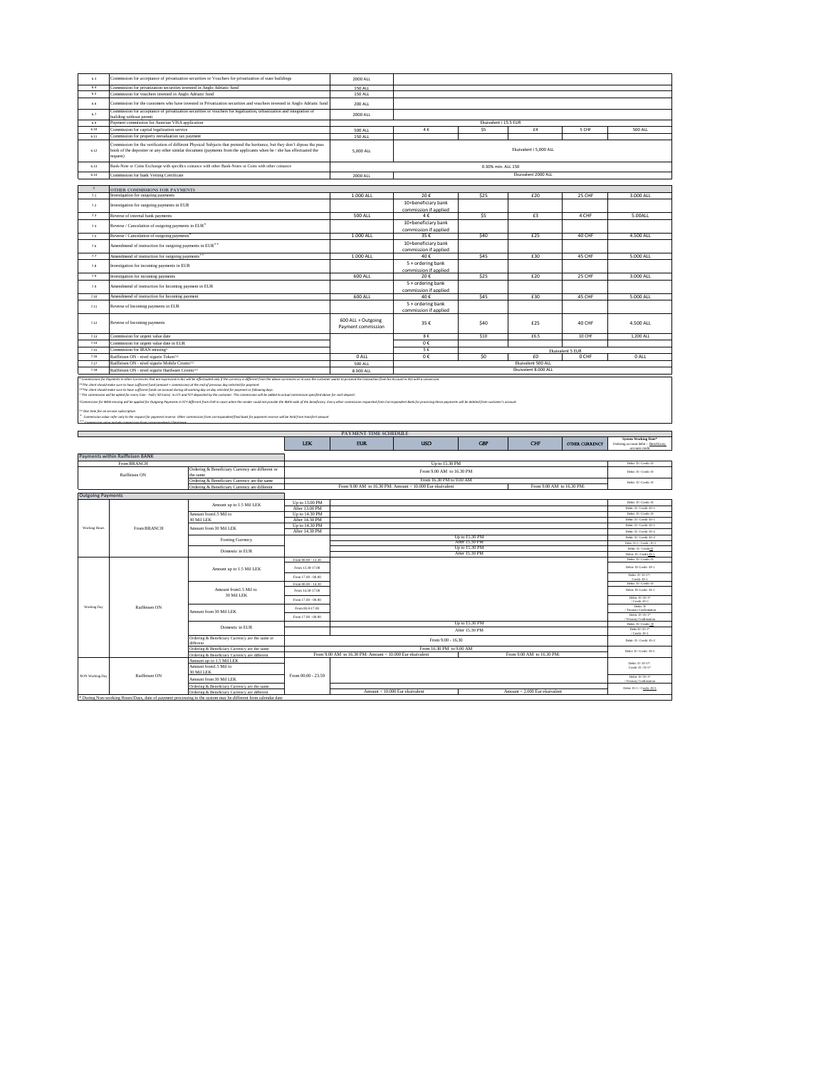| | | | | | | | | |
|---|---|---|---|---|---|---|---|---|
| 6.3 | Commission for acceptance of privatization securities or Vouchers for privatization of state buildings | 2000 ALL | | | | | | |
| 6.4 | Commission for privatization securities invested in Anglo Adriatic fund | 150 ALL | | | | | | |
| 6.5 | Commission for vouchers invested in Anglo Adriatic fund | 150 ALL | | | | | | |
| 6.6 | Commission for the customers who have invested in Privatization securities and vouchers invested in Anglo Adriatic fund | 200 ALL | | | | | | |
| 6.7 | Commission for acceptance of privatization securities or vouchers for legalization, urbanization and integration of building without permit | 2000 ALL | | | | | | |
| 6.9 | Payment commission for Austrian VISA application | Ekuivalent i 15.5 EUR | | | | | | |
| 6.10 | Commission for capital legalization service | 500 ALL | 4 € | $5 | £4 | 5 CHF | 500 ALL | |
| 6.11 | Commission for property revaluation tax payment | 150 ALL | | | | | | |
| 6.12 | Commission for the verification of different Physical Subjects that pretend the heritance, but they don't dispose the pass book of the depositor or any other similar document (payments from the applicants when he / she has effectuated the request) | 5,000 ALL | Ekuivalent i 5,000 ALL | | | | | |
| 6.13 | Bank-Note or Coins Exchange with specifics coinance with other Bank-Notes or Coins with other coinance | 0.30% min. ALL 150 | | | | | | |
| 6.14 | Commission for bank Vetting Certificate | 2000 ALL | Ekuivalent 2000 ALL | | | | | |

| 7 | OTHER COMMISSIONS FOR PAYMENTS | | | | | | |
|---|---|---|---|---|---|---|---|
| 7.1 | Investigation for outgoing payments | 1.000 ALL | 20 € | $25 | £20 | 25 CHF | 3.000 ALL |
| 7.2 | Investigation for outgoing payments in EUR | | 10+beneficiary bank commission if applied | | | | |
| 7.3 | Reverse of internal bank payments | 500 ALL | 4 € | $5 | £3 | 4 CHF | 5.00ALL |
| 7.4 | Reverse / Cancelation of outgoing payments in EUR* | | 10+beneficiary bank commission if applied | | | | |
| 7.5 | Reverse / Cancelation of outgoing payments* | 1.000 ALL | 35 € | $40 | £25 | 40 CHF | 4.500 ALL |
| 7.6 | Amendmend of instruction for outgoing payments in EUR** | | 10+beneficiary bank commission if applied | | | | |
| 7.7 | Amendmend of instruction for outgoing payments** | 1.000 ALL | 40 € | $45 | £30 | 45 CHF | 5.000 ALL |
| 7.8 | Investigation for incoming payments in EUR | | 5 + ordering bank commission if applied | | | | |
| 7.8 | Investigation for incoming payments | 600 ALL | 20 € | $25 | £20 | 25 CHF | 3.000 ALL |
| 7.9 | Amendmend of instruction for Incoming payment in EUR | | 5 + ordering bank commission if applied | | | | |
| 7.10 | Amendmend of instruction for Incoming payment | 600 ALL | 40 € | $45 | £30 | 45 CHF | 5.000 ALL |
| 7.11 | Reverse of Incoming payments in EUR | | 5 + ordering bank commission if applied | | | | |
| 7.12 | Reverse of Incoming payments | 600 ALL + Outgoing Payment commission | 35 € | $40 | £25 | 40 CHF | 4.500 ALL |
| 7.13 | Commission for urgent value date | | 8 € | $10 | £6.5 | 10 CHF | 1,200 ALL |
| 7.14 | Commission for urgent value date in EUR | | 0 € | | | | |
| 7.15 | Commission for IBAN missing^ | | 5 € | | Ekuivalent 5 EUR | | |
| 7.16 | Raiffeisen ON - nivel sigurie Token^^ | 0 ALL | 0 € | $0 | £0 | 0 CHF | 0 ALL |
| 7.17 | Raiffeisen ON - nivel sigurie Mobile Cronto^^ | 500 ALL | Ekuivalent 500 ALL | | | | |
| 7.18 | Raiffeisen ON - nivel sigurie Hardware Cronto^^ | 8.000 ALL | Ekuivalent 8.000 ALL | | | | |

* Commissions for Payments in other Currencies that are expressed in ALL will be effectuated only if the currency is different from the above currencies or in case the customer wants to proceed the transaction from his Account in ALL with a conversion.
** The client should make sure to have sufficient fund (amount + commission) at the end of previous day selected for payment.
*** The client should make sure to have sufficient funds on account during all working day on day selected for payment or following days.
~ This commission will be apllied for every Coin - Fedi ( 50 Coins) in LCY and FCY deposited by the customer. This commission will be added to actual commission specified above for cash deposit.
^Commission for IBAN missing will be applied for Outgoing Payments in FCY different from EUR in cases when the sender could not provide the IBAN code of the beneficiary. Every other commission requested from Correspondent Bank for processing these payments will be debited from customer's account.
^^ One time fee on service subscription
* Commission value refer only to the request for payment reverse. Other commission from correspondent/final bank for payment reverse will be held from transfert amount
** Commission value include commission from correspondent / final bank

## PAYMENT TIME SCHEDULE

| | | | LEK | EUR | USD | GBP | CHF | OTHER CURRENCY | System Working Date* Ordering account debit / Beneficiary account credit |
|---|---|---|---|---|---|---|---|---|---|
| **Payments within Raiffeisen BANK** | | | | | | | | | |
| From BRANCH | | | Up to 15.30 PM | | | | | | Debit: D / Credit: rD |
| Raiffeisen ON | | Ordering & Beneficiary Currency are different or the same | From 9.00 AM to 16.30 PM | | | | | | Debit: D / Credit: rD |
| | | Ordering & Beneficiary Currency are the same | From 16.30 PM to 9.00 AM | | | | | | Debit: D / Credit: rD |
| | | Ordering & Beneficiary Currency are different | From 9.00 AM to 16.30 PM: Amount < 10.000 Eur ekuivalent | | | From 9.00 AM to 16.30 PM: | | | |
| **Outgoing Payments** | | | | | | | | | |
| Working Hours | From BRANCH | Amount up to 1.5 Mil LEK | Up to 13.00 PM | | | | | | Debit: D / Credit: rD |
| | | | After 13.00 PM | | | | | | Debit: rD / Credit: rD+1 |
| | | Amount from1.5 Mil to 30 Mil LEK | Up to 14.30 PM | | | | | | Debit: D / Credit: rD |
| | | | After 14.30 PM | | | | | | Debit: rD / Credit: rD+1 |
| | | Amount from 30 Mil LEK | Up to 14.30 PM | | | | | | Debit: rD / Credit: rD+1 |
| | | | After 14.30 PM | | | | | | Debit: D / Credit: rD+2 |
| | | Foreing Currency | | Up to 15.30 PM | | | | | Debit: D / Credit: rD+2 |
| | | | | After 15.30 PM | | | | | Debit: D+1 / Credit: D+3 |
| | | Domestic in EUR | | Up to 15.30 PM | | | | | Debit: D / Credit: D |
| | | | | After 15.30 PM | | | | | Debit: D / Credit D+1 |
| Working Day | Raiffeisen ON | Amount up to 1.5 Mil LEK | From 00.00 - 13.30 | | | | | | Debit: D / Credit: rD |
| | | | From 13.30-17.00 | | | | | | Debit: D/ Credit: rD+1 |
| | | | From 17.00 - 08.00 | | | | | | Debit: D / D+1*/ Credit: rD+1 |
| | | Amount from1.5 Mil to 30 Mil LEK | From 00.00 - 14.30 | | | | | | Debit: D / Credit: rD |
| | | | From 14.30-17.00 | | | | | | Debit: D/ Credit: rD+1 |
| | | | From 17.00 - 08.00 | | | | | | Debit: D / D+1* / Credit: rD+1 |
| | | Amount from 30 Mil LEK | From 00.0-17.00 | | | | | | Debit: D / Treasury Confirmation |
| | | | From 17.00 - 08.00 | | | | | | Debit: D / D+1* / Treasury Confirmation |
| | | Domestic in EUR | | Up to 15.30 PM | | | | | Debit: D / Credit: D |
| | | | | After 15.30 PM | | | | | Debit: D / D+1* / Credit: D+1 |
| | | Ordering & Beneficiary Currency are the same or different | | From 9.00 - 16.30 | | | | | Debit: D / Credit: rD+2 |
| | | Ordering & Beneficiary Currency are the same | | From 16.30 PM to 9.00 AM | | | | | Debit: D / Credit: rD+3 |
| | | Ordering & Beneficiary Currency are different | From 9.00 AM to 16.30 PM: Amount < 10.000 Eur ekuivalent | | | From 9.00 AM to 16.30 PM: | | | |
| NON Working Day | Raiffeisen ON | Amount up to 1.5 Mil LEK | From 00.00 - 23.59 | | | | | | Debit: D / D+1*/ Credit: rD+1* |
| | | Amount from1.5 Mil to 30 Mil LEK | | | | | | | |
| | | Amount from 30 Mil LEK | | | | | | | Debit: D / D+1* / Treasury Confirmation |
| | | Ordering & Beneficiary Currency are the same | | | | | | | Debit: D+1 / Credit: rD+3 |
| | | Ordering & Beneficiary Currency are different | | Amount < 10.000 Eur ekuivalent | | Amount < 2.000 Eur ekuivalent | | | |

* During Non-working Hours/Days, date of payment processing in the system may be different from calendar date